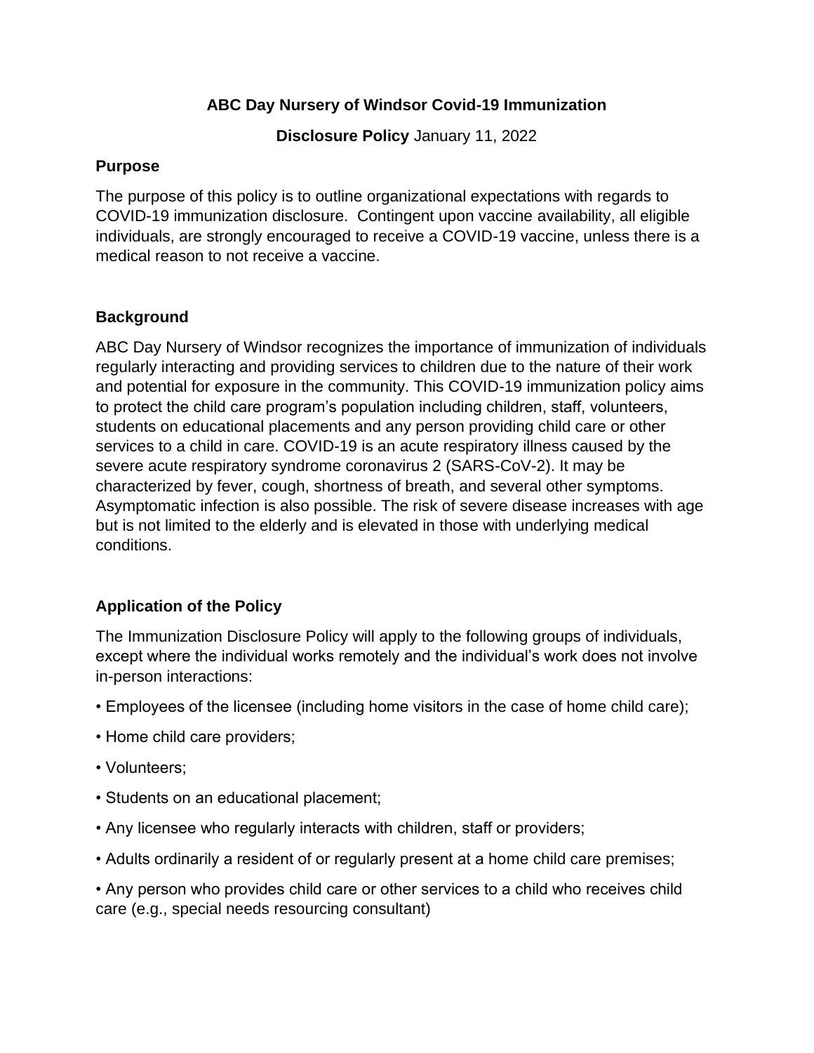**ABC Day Nursery of Windsor Covid-19 Immunization**

**Disclosure Policy** January 11, 2022

### Purpose

The purpose of this policy is to outline organizational expectations with regards to COVID-19 immunization disclosure. Contingent upon vaccine availability, all eligible individuals, are strongly encouraged to receive a COVID-19 vaccine, unless there is a medical reason to not receive a vaccine.

### Background

ABC Day Nursery of Windsor recognizes the importance of immunization of individuals regularly interacting and providing services to children due to the nature of their work and potential for exposure in the community. This COVID-19 immunization policy aims to protect the child care program's population including children, staff, volunteers, students on educational placements and any person providing child care or other services to a child in care. COVID-19 is an acute respiratory illness caused by the severe acute respiratory syndrome coronavirus 2 (SARS-CoV-2). It may be characterized by fever, cough, shortness of breath, and several other symptoms. Asymptomatic infection is also possible. The risk of severe disease increases with age but is not limited to the elderly and is elevated in those with underlying medical conditions.

### Application of the Policy

The Immunization Disclosure Policy will apply to the following groups of individuals, except where the individual works remotely and the individual's work does not involve in-person interactions:

- Employees of the licensee (including home visitors in the case of home child care);
- Home child care providers;
- Volunteers;
- Students on an educational placement;
- Any licensee who regularly interacts with children, staff or providers;
- Adults ordinarily a resident of or regularly present at a home child care premises;
- Any person who provides child care or other services to a child who receives child care (e.g., special needs resourcing consultant)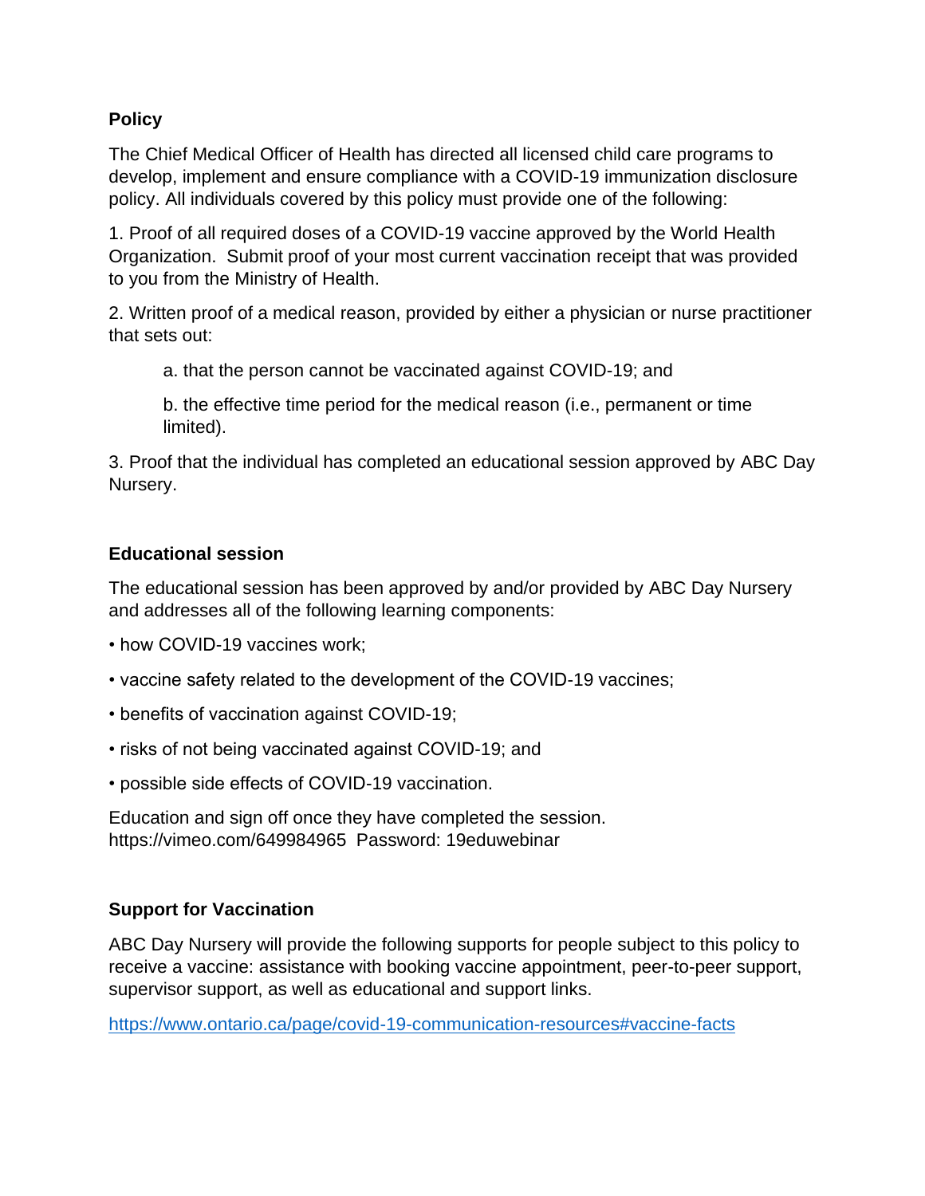**Policy**

The Chief Medical Officer of Health has directed all licensed child care programs to develop, implement and ensure compliance with a COVID-19 immunization disclosure policy. All individuals covered by this policy must provide one of the following:

1. Proof of all required doses of a COVID-19 vaccine approved by the World Health Organization. Submit proof of your most current vaccination receipt that was provided to you from the Ministry of Health.

2. Written proof of a medical reason, provided by either a physician or nurse practitioner that sets out:

   a. that the person cannot be vaccinated against COVID-19; and

   b. the effective time period for the medical reason (i.e., permanent or time limited).

3. Proof that the individual has completed an educational session approved by ABC Day Nursery.

**Educational session**

The educational session has been approved by and/or provided by ABC Day Nursery and addresses all of the following learning components:

• how COVID-19 vaccines work;

• vaccine safety related to the development of the COVID-19 vaccines;

• benefits of vaccination against COVID-19;

• risks of not being vaccinated against COVID-19; and

• possible side effects of COVID-19 vaccination.

Education and sign off once they have completed the session.
https://vimeo.com/649984965 Password: 19eduwebinar

**Support for Vaccination**

ABC Day Nursery will provide the following supports for people subject to this policy to receive a vaccine: assistance with booking vaccine appointment, peer-to-peer support, supervisor support, as well as educational and support links.

https://www.ontario.ca/page/covid-19-communication-resources#vaccine-facts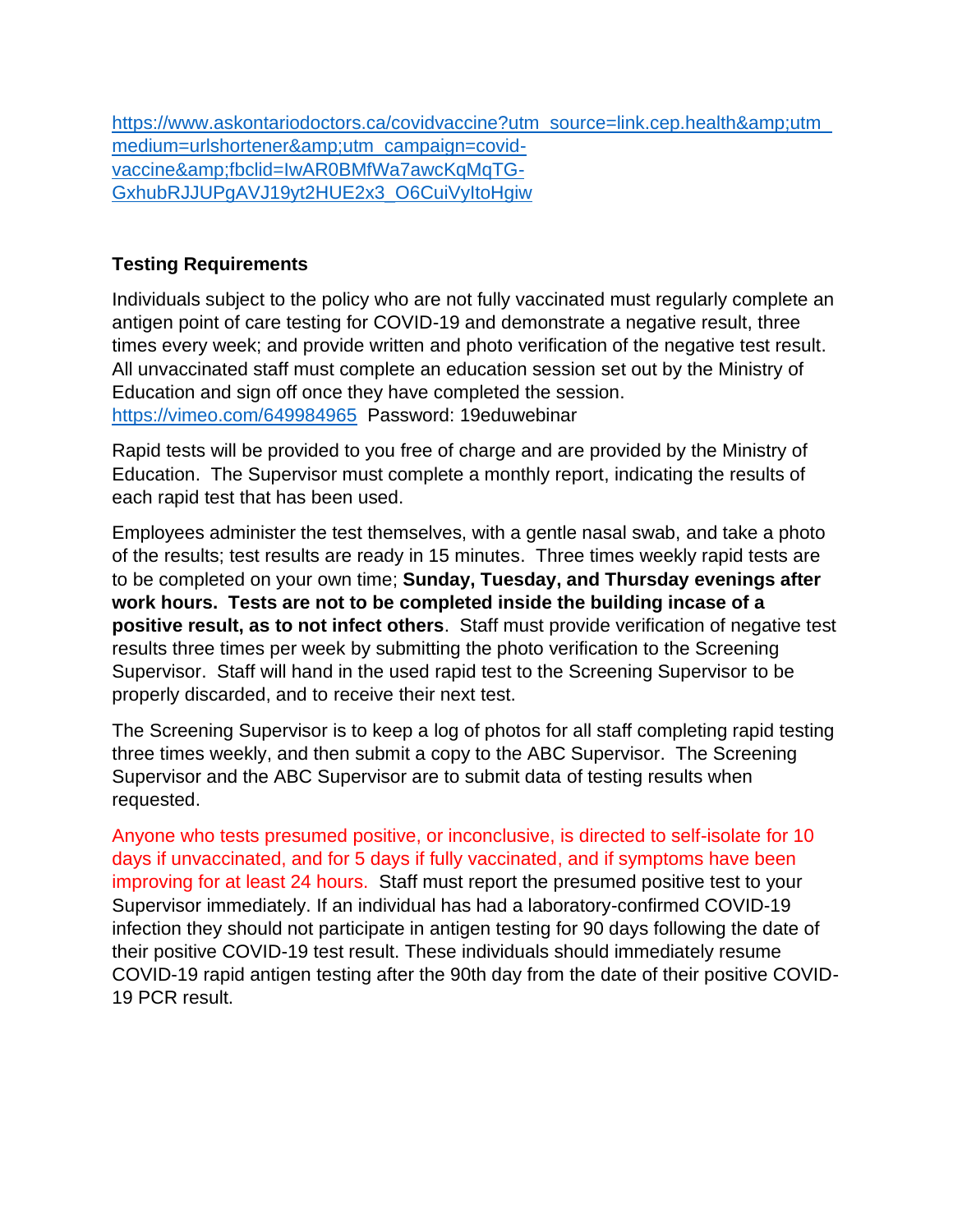https://www.askontariodoctors.ca/covidvaccine?utm_source=link.cep.health&amp;utm_medium=urlshortener&amp;utm_campaign=covid-vaccine&amp;fbclid=IwAR0BMfWa7awcKqMqTG-GxhubRJJUPgAVJ19yt2HUE2x3_O6CuiVyItoHgiw

**Testing Requirements**

Individuals subject to the policy who are not fully vaccinated must regularly complete an antigen point of care testing for COVID-19 and demonstrate a negative result, three times every week; and provide written and photo verification of the negative test result. All unvaccinated staff must complete an education session set out by the Ministry of Education and sign off once they have completed the session. https://vimeo.com/649984965 Password: 19eduwebinar

Rapid tests will be provided to you free of charge and are provided by the Ministry of Education. The Supervisor must complete a monthly report, indicating the results of each rapid test that has been used.

Employees administer the test themselves, with a gentle nasal swab, and take a photo of the results; test results are ready in 15 minutes. Three times weekly rapid tests are to be completed on your own time; **Sunday, Tuesday, and Thursday evenings after work hours. Tests are not to be completed inside the building incase of a positive result, as to not infect others**. Staff must provide verification of negative test results three times per week by submitting the photo verification to the Screening Supervisor. Staff will hand in the used rapid test to the Screening Supervisor to be properly discarded, and to receive their next test.

The Screening Supervisor is to keep a log of photos for all staff completing rapid testing three times weekly, and then submit a copy to the ABC Supervisor. The Screening Supervisor and the ABC Supervisor are to submit data of testing results when requested.

Anyone who tests presumed positive, or inconclusive, is directed to self-isolate for 10 days if unvaccinated, and for 5 days if fully vaccinated, and if symptoms have been improving for at least 24 hours. Staff must report the presumed positive test to your Supervisor immediately. If an individual has had a laboratory-confirmed COVID-19 infection they should not participate in antigen testing for 90 days following the date of their positive COVID-19 test result. These individuals should immediately resume COVID-19 rapid antigen testing after the 90th day from the date of their positive COVID-19 PCR result.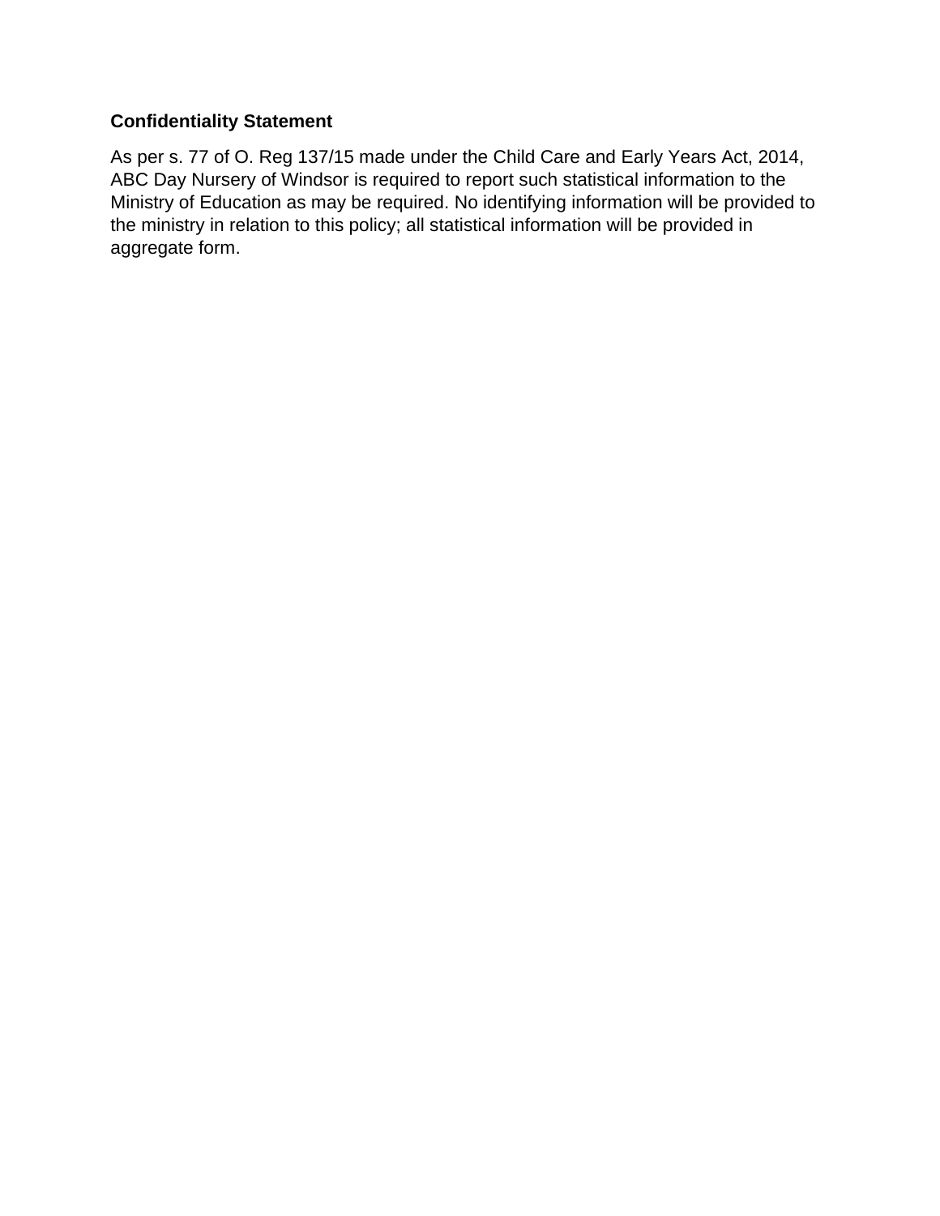**Confidentiality Statement**

As per s. 77 of O. Reg 137/15 made under the Child Care and Early Years Act, 2014, ABC Day Nursery of Windsor is required to report such statistical information to the Ministry of Education as may be required. No identifying information will be provided to the ministry in relation to this policy; all statistical information will be provided in aggregate form.